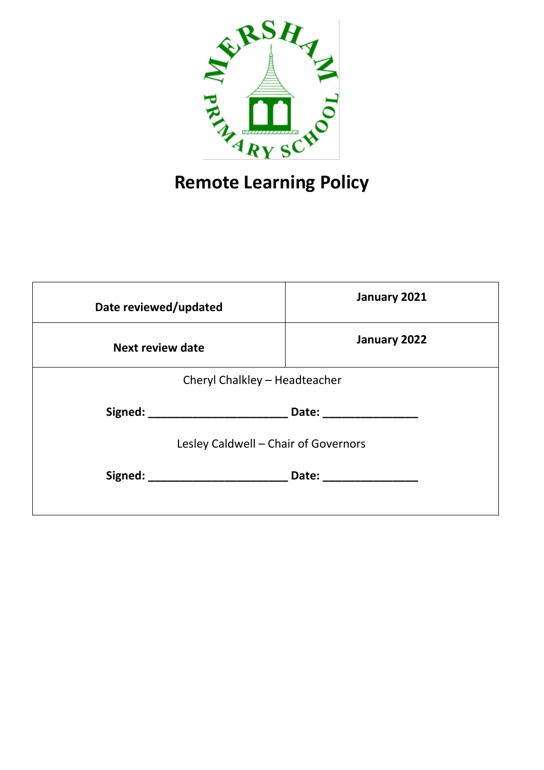# Remote Learning Policy

| | |
|---|---|
| **Date reviewed/updated** | **January 2021** |
| **Next review date** | **January 2022** |

Cheryl Chalkley – Headteacher

**Signed: ______________________ Date: _______________**

Lesley Caldwell – Chair of Governors

**Signed: ______________________ Date: _______________**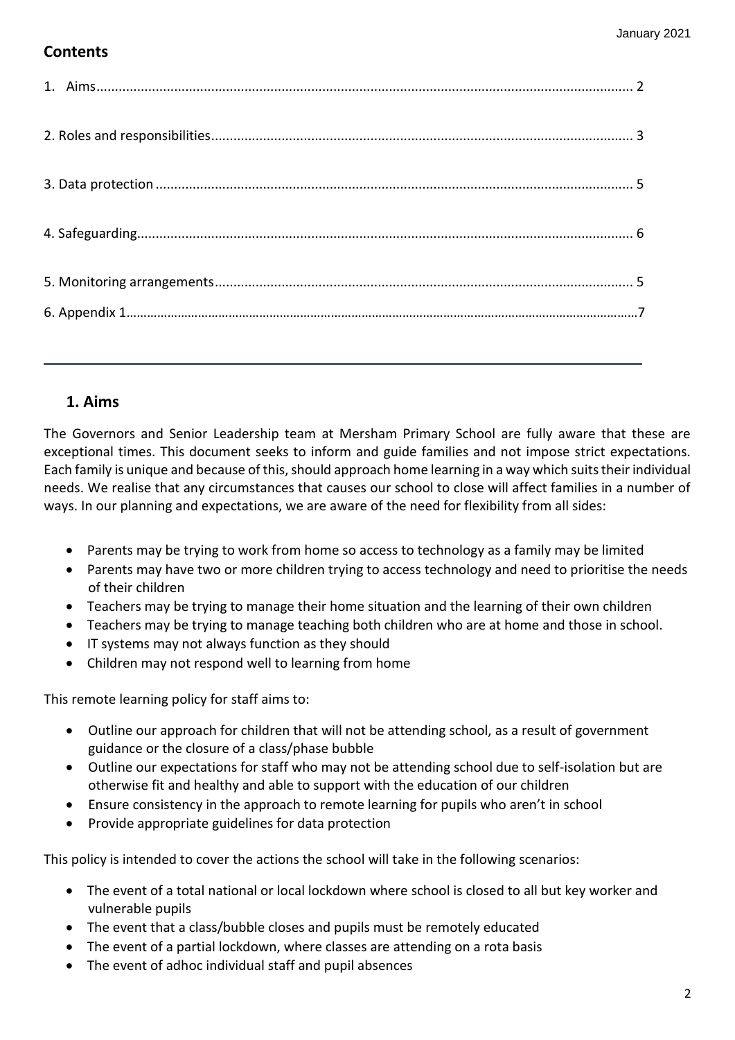## Contents

1. Aims.................................................................................................................................. 2

2. Roles and responsibilities.................................................................................................. 3

3. Data protection ................................................................................................................. 5

4. Safeguarding...................................................................................................................... 6

5. Monitoring arrangements................................................................................................. 5

6. Appendix 1……………………………………………………………………………………………………………………………7

---

## 1. Aims

The Governors and Senior Leadership team at Mersham Primary School are fully aware that these are exceptional times. This document seeks to inform and guide families and not impose strict expectations. Each family is unique and because of this, should approach home learning in a way which suits their individual needs. We realise that any circumstances that causes our school to close will affect families in a number of ways. In our planning and expectations, we are aware of the need for flexibility from all sides:

- Parents may be trying to work from home so access to technology as a family may be limited
- Parents may have two or more children trying to access technology and need to prioritise the needs of their children
- Teachers may be trying to manage their home situation and the learning of their own children
- Teachers may be trying to manage teaching both children who are at home and those in school.
- IT systems may not always function as they should
- Children may not respond well to learning from home

This remote learning policy for staff aims to:

- Outline our approach for children that will not be attending school, as a result of government guidance or the closure of a class/phase bubble
- Outline our expectations for staff who may not be attending school due to self-isolation but are otherwise fit and healthy and able to support with the education of our children
- Ensure consistency in the approach to remote learning for pupils who aren't in school
- Provide appropriate guidelines for data protection

This policy is intended to cover the actions the school will take in the following scenarios:

- The event of a total national or local lockdown where school is closed to all but key worker and vulnerable pupils
- The event that a class/bubble closes and pupils must be remotely educated
- The event of a partial lockdown, where classes are attending on a rota basis
- The event of adhoc individual staff and pupil absences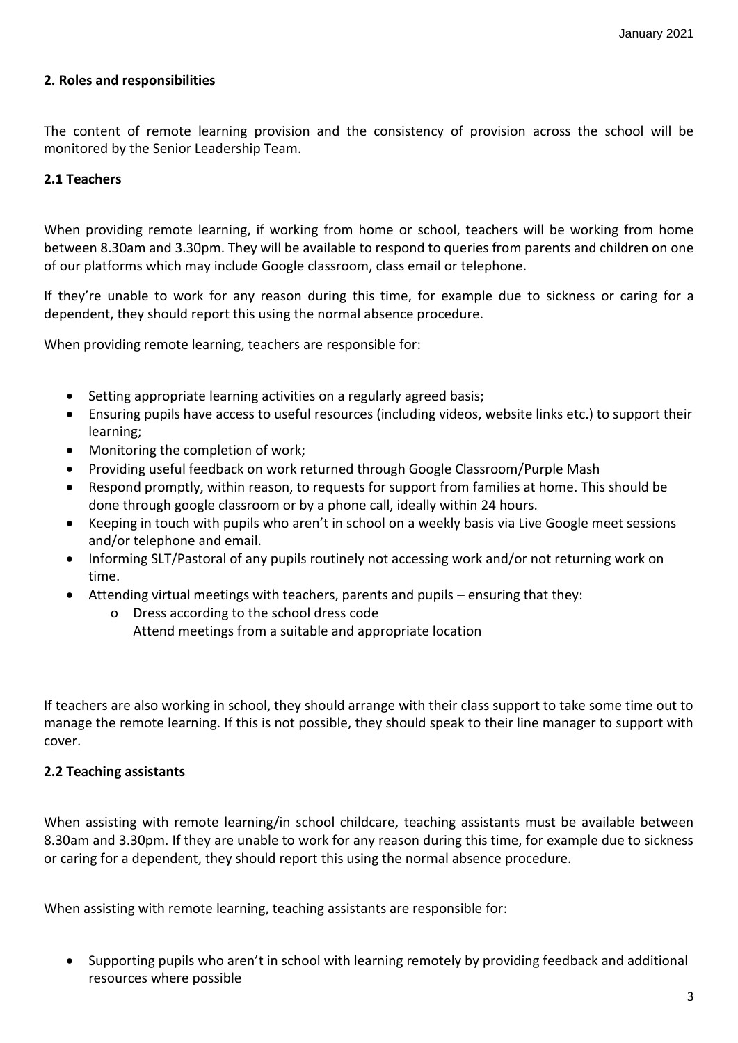### 2. Roles and responsibilities

The content of remote learning provision and the consistency of provision across the school will be monitored by the Senior Leadership Team.

### 2.1 Teachers

When providing remote learning, if working from home or school, teachers will be working from home between 8.30am and 3.30pm. They will be available to respond to queries from parents and children on one of our platforms which may include Google classroom, class email or telephone.

If they're unable to work for any reason during this time, for example due to sickness or caring for a dependent, they should report this using the normal absence procedure.

When providing remote learning, teachers are responsible for:

- Setting appropriate learning activities on a regularly agreed basis;
- Ensuring pupils have access to useful resources (including videos, website links etc.) to support their learning;
- Monitoring the completion of work;
- Providing useful feedback on work returned through Google Classroom/Purple Mash
- Respond promptly, within reason, to requests for support from families at home. This should be done through google classroom or by a phone call, ideally within 24 hours.
- Keeping in touch with pupils who aren't in school on a weekly basis via Live Google meet sessions and/or telephone and email.
- Informing SLT/Pastoral of any pupils routinely not accessing work and/or not returning work on time.
- Attending virtual meetings with teachers, parents and pupils – ensuring that they:
  - Dress according to the school dress code
    Attend meetings from a suitable and appropriate location

If teachers are also working in school, they should arrange with their class support to take some time out to manage the remote learning. If this is not possible, they should speak to their line manager to support with cover.

### 2.2 Teaching assistants

When assisting with remote learning/in school childcare, teaching assistants must be available between 8.30am and 3.30pm. If they are unable to work for any reason during this time, for example due to sickness or caring for a dependent, they should report this using the normal absence procedure.

When assisting with remote learning, teaching assistants are responsible for:

- Supporting pupils who aren't in school with learning remotely by providing feedback and additional resources where possible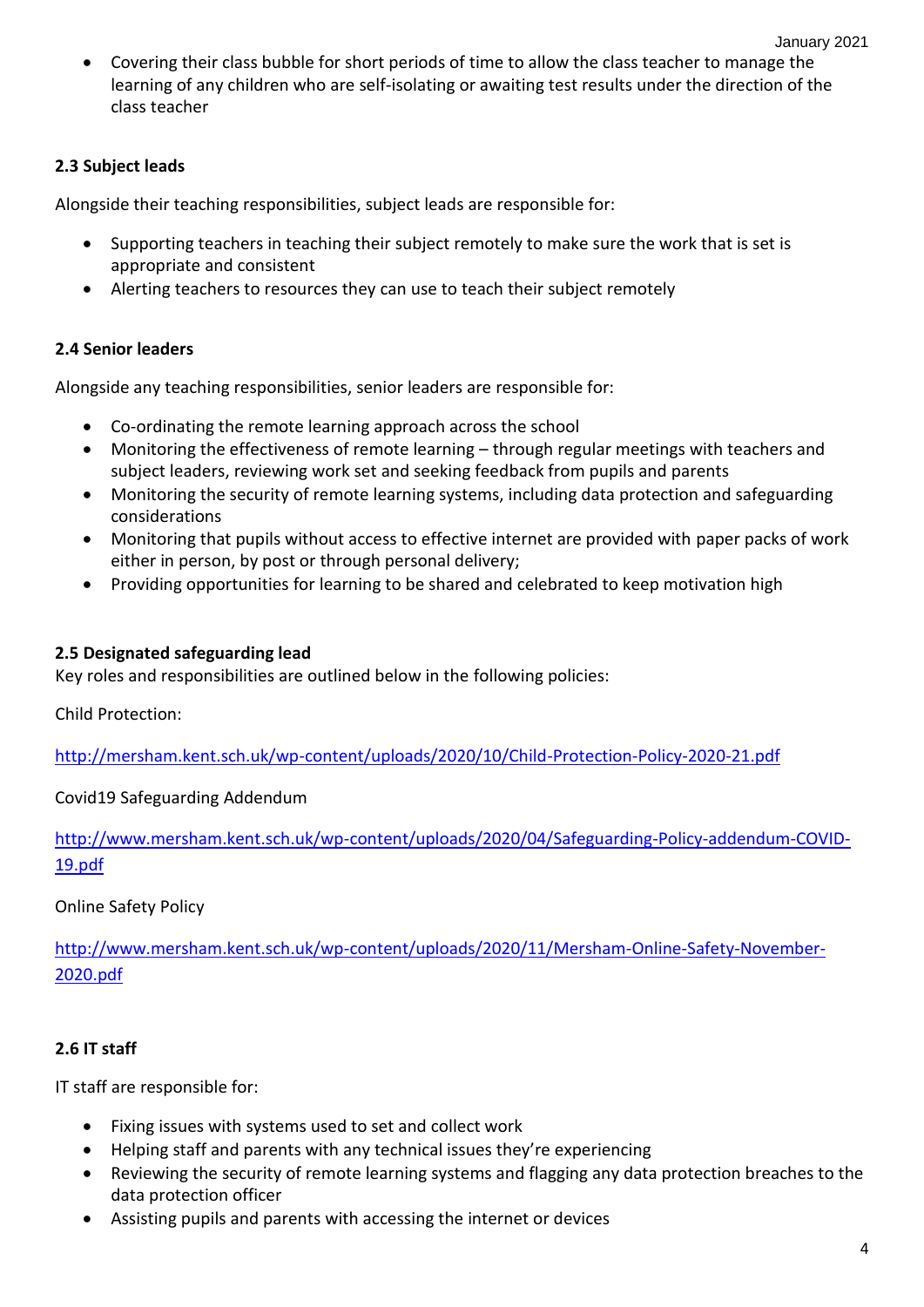- Covering their class bubble for short periods of time to allow the class teacher to manage the learning of any children who are self-isolating or awaiting test results under the direction of the class teacher

### 2.3 Subject leads

Alongside their teaching responsibilities, subject leads are responsible for:

- Supporting teachers in teaching their subject remotely to make sure the work that is set is appropriate and consistent
- Alerting teachers to resources they can use to teach their subject remotely

### 2.4 Senior leaders

Alongside any teaching responsibilities, senior leaders are responsible for:

- Co-ordinating the remote learning approach across the school
- Monitoring the effectiveness of remote learning – through regular meetings with teachers and subject leaders, reviewing work set and seeking feedback from pupils and parents
- Monitoring the security of remote learning systems, including data protection and safeguarding considerations
- Monitoring that pupils without access to effective internet are provided with paper packs of work either in person, by post or through personal delivery;
- Providing opportunities for learning to be shared and celebrated to keep motivation high

### 2.5 Designated safeguarding lead

Key roles and responsibilities are outlined below in the following policies:

Child Protection:

http://mersham.kent.sch.uk/wp-content/uploads/2020/10/Child-Protection-Policy-2020-21.pdf

Covid19 Safeguarding Addendum

http://www.mersham.kent.sch.uk/wp-content/uploads/2020/04/Safeguarding-Policy-addendum-COVID-19.pdf

Online Safety Policy

http://www.mersham.kent.sch.uk/wp-content/uploads/2020/11/Mersham-Online-Safety-November-2020.pdf

### 2.6 IT staff

IT staff are responsible for:

- Fixing issues with systems used to set and collect work
- Helping staff and parents with any technical issues they're experiencing
- Reviewing the security of remote learning systems and flagging any data protection breaches to the data protection officer
- Assisting pupils and parents with accessing the internet or devices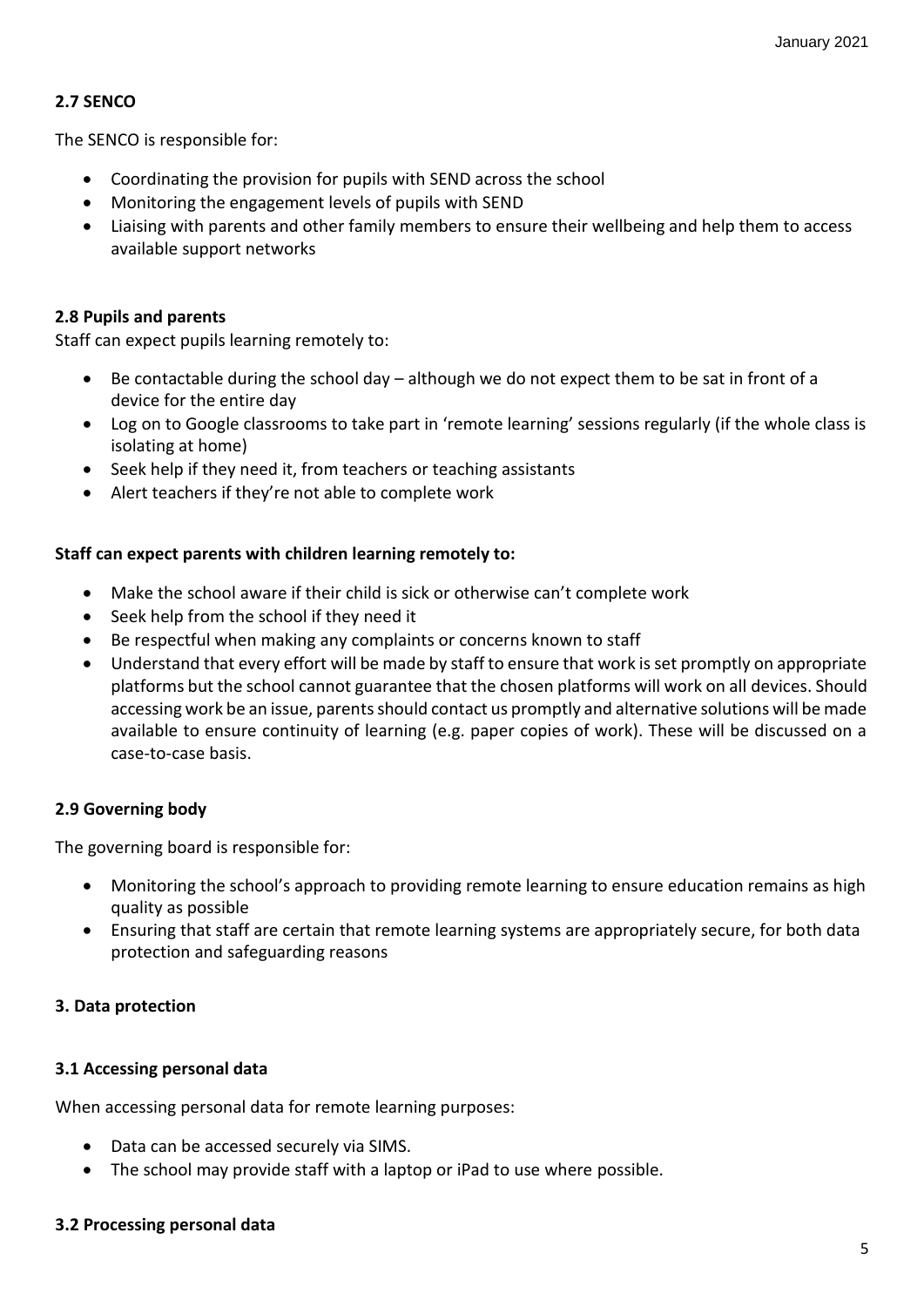### 2.7 SENCO

The SENCO is responsible for:

- Coordinating the provision for pupils with SEND across the school
- Monitoring the engagement levels of pupils with SEND
- Liaising with parents and other family members to ensure their wellbeing and help them to access available support networks

### 2.8 Pupils and parents

Staff can expect pupils learning remotely to:

- Be contactable during the school day – although we do not expect them to be sat in front of a device for the entire day
- Log on to Google classrooms to take part in 'remote learning' sessions regularly (if the whole class is isolating at home)
- Seek help if they need it, from teachers or teaching assistants
- Alert teachers if they're not able to complete work

**Staff can expect parents with children learning remotely to:**

- Make the school aware if their child is sick or otherwise can't complete work
- Seek help from the school if they need it
- Be respectful when making any complaints or concerns known to staff
- Understand that every effort will be made by staff to ensure that work is set promptly on appropriate platforms but the school cannot guarantee that the chosen platforms will work on all devices. Should accessing work be an issue, parents should contact us promptly and alternative solutions will be made available to ensure continuity of learning (e.g. paper copies of work). These will be discussed on a case-to-case basis.

### 2.9 Governing body

The governing board is responsible for:

- Monitoring the school's approach to providing remote learning to ensure education remains as high quality as possible
- Ensuring that staff are certain that remote learning systems are appropriately secure, for both data protection and safeguarding reasons

## 3. Data protection

### 3.1 Accessing personal data

When accessing personal data for remote learning purposes:

- Data can be accessed securely via SIMS.
- The school may provide staff with a laptop or iPad to use where possible.

### 3.2 Processing personal data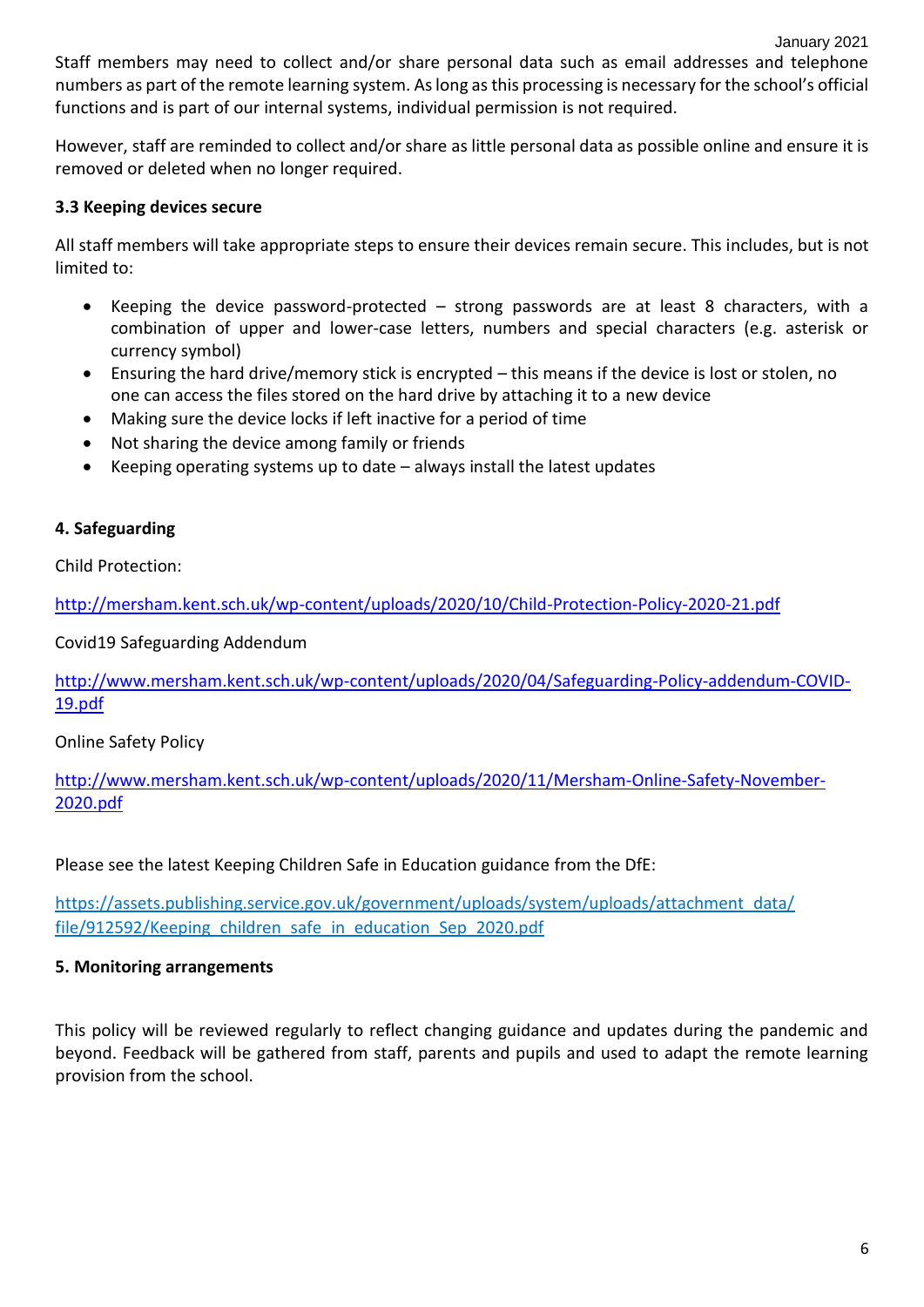Staff members may need to collect and/or share personal data such as email addresses and telephone numbers as part of the remote learning system. As long as this processing is necessary for the school's official functions and is part of our internal systems, individual permission is not required.

However, staff are reminded to collect and/or share as little personal data as possible online and ensure it is removed or deleted when no longer required.

**3.3 Keeping devices secure**

All staff members will take appropriate steps to ensure their devices remain secure. This includes, but is not limited to:

- Keeping the device password-protected – strong passwords are at least 8 characters, with a combination of upper and lower-case letters, numbers and special characters (e.g. asterisk or currency symbol)
- Ensuring the hard drive/memory stick is encrypted – this means if the device is lost or stolen, no one can access the files stored on the hard drive by attaching it to a new device
- Making sure the device locks if left inactive for a period of time
- Not sharing the device among family or friends
- Keeping operating systems up to date – always install the latest updates

**4. Safeguarding**

Child Protection:

http://mersham.kent.sch.uk/wp-content/uploads/2020/10/Child-Protection-Policy-2020-21.pdf

Covid19 Safeguarding Addendum

http://www.mersham.kent.sch.uk/wp-content/uploads/2020/04/Safeguarding-Policy-addendum-COVID-19.pdf

Online Safety Policy

http://www.mersham.kent.sch.uk/wp-content/uploads/2020/11/Mersham-Online-Safety-November-2020.pdf

Please see the latest Keeping Children Safe in Education guidance from the DfE:

https://assets.publishing.service.gov.uk/government/uploads/system/uploads/attachment_data/file/912592/Keeping_children_safe_in_education_Sep_2020.pdf

**5. Monitoring arrangements**

This policy will be reviewed regularly to reflect changing guidance and updates during the pandemic and beyond. Feedback will be gathered from staff, parents and pupils and used to adapt the remote learning provision from the school.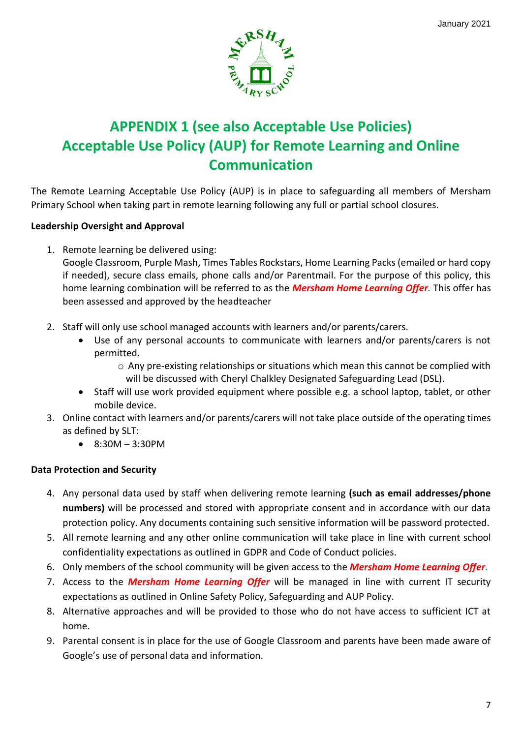January 2021

# APPENDIX 1 (see also Acceptable Use Policies) Acceptable Use Policy (AUP) for Remote Learning and Online Communication

The Remote Learning Acceptable Use Policy (AUP) is in place to safeguarding all members of Mersham Primary School when taking part in remote learning following any full or partial school closures.

**Leadership Oversight and Approval**

1. Remote learning be delivered using:
   Google Classroom, Purple Mash, Times Tables Rockstars, Home Learning Packs (emailed or hard copy if needed), secure class emails, phone calls and/or Parentmail. For the purpose of this policy, this home learning combination will be referred to as the ***Mersham Home Learning Offer.*** This offer has been assessed and approved by the headteacher
2. Staff will only use school managed accounts with learners and/or parents/carers.
   - Use of any personal accounts to communicate with learners and/or parents/carers is not permitted.
     - Any pre-existing relationships or situations which mean this cannot be complied with will be discussed with Cheryl Chalkley Designated Safeguarding Lead (DSL).
   - Staff will use work provided equipment where possible e.g. a school laptop, tablet, or other mobile device.
3. Online contact with learners and/or parents/carers will not take place outside of the operating times as defined by SLT:
   - 8:30M – 3:30PM

**Data Protection and Security**

4. Any personal data used by staff when delivering remote learning **(such as email addresses/phone numbers)** will be processed and stored with appropriate consent and in accordance with our data protection policy. Any documents containing such sensitive information will be password protected.
5. All remote learning and any other online communication will take place in line with current school confidentiality expectations as outlined in GDPR and Code of Conduct policies.
6. Only members of the school community will be given access to the ***Mersham Home Learning Offer***.
7. Access to the ***Mersham Home Learning Offer*** will be managed in line with current IT security expectations as outlined in Online Safety Policy, Safeguarding and AUP Policy.
8. Alternative approaches and will be provided to those who do not have access to sufficient ICT at home.
9. Parental consent is in place for the use of Google Classroom and parents have been made aware of Google's use of personal data and information.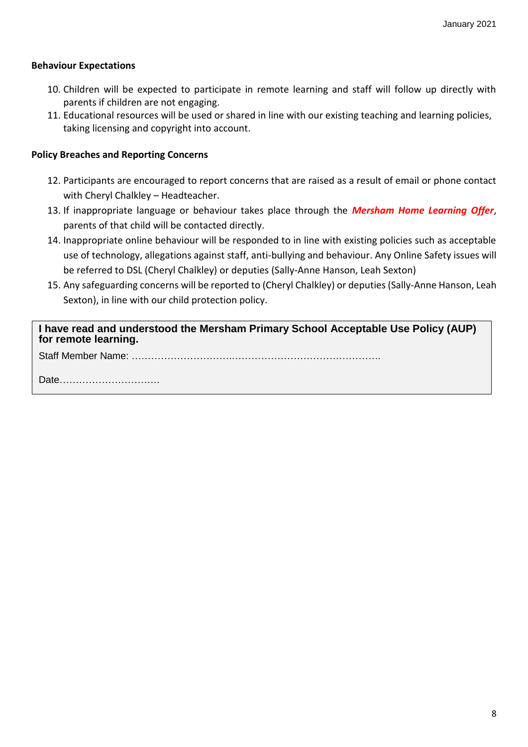**Behaviour Expectations**

10. Children will be expected to participate in remote learning and staff will follow up directly with parents if children are not engaging.
11. Educational resources will be used or shared in line with our existing teaching and learning policies, taking licensing and copyright into account.

**Policy Breaches and Reporting Concerns**

12. Participants are encouraged to report concerns that are raised as a result of email or phone contact with Cheryl Chalkley – Headteacher.
13. If inappropriate language or behaviour takes place through the ***Mersham Home Learning Offer***, parents of that child will be contacted directly.
14. Inappropriate online behaviour will be responded to in line with existing policies such as acceptable use of technology, allegations against staff, anti-bullying and behaviour. Any Online Safety issues will be referred to DSL (Cheryl Chalkley) or deputies (Sally-Anne Hanson, Leah Sexton)
15. Any safeguarding concerns will be reported to (Cheryl Chalkley) or deputies (Sally-Anne Hanson, Leah Sexton), in line with our child protection policy.

**I have read and understood the Mersham Primary School Acceptable Use Policy (AUP) for remote learning.**

Staff Member Name: ……………………….……………………….……………….

Date…………………………